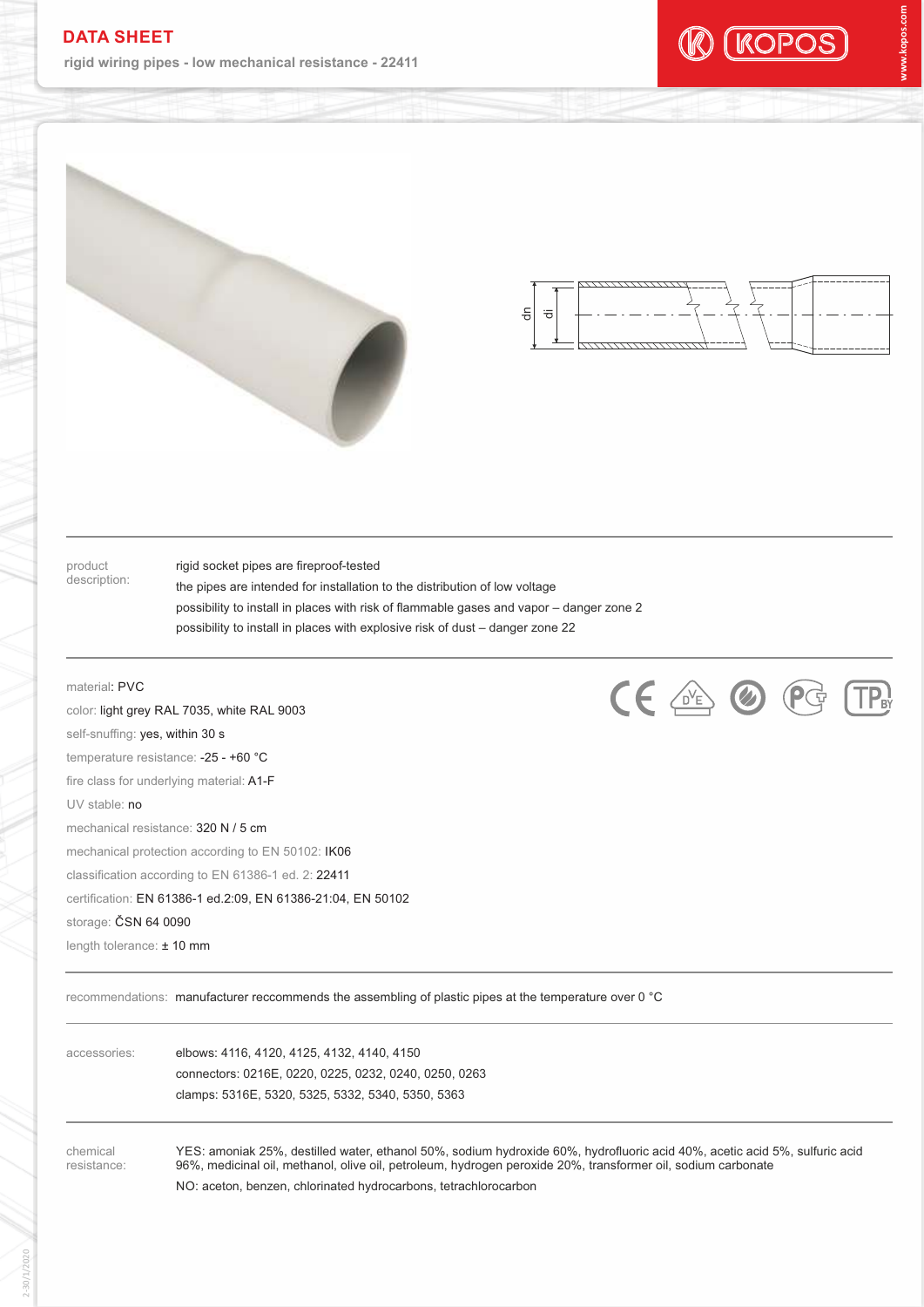# DATA SHEET

rigid wiring pipes - low mechanical resistance - 22411

dn di

product description:

- rigid socket pipes are fireproof-tested
- the pipes are intended for installation to the distribution of low voltage
- possibility to install in places with risk of flammable gases and vapor – danger zone 2
- possibility to install in places with explosive risk of dust – danger zone 22

material: PVC

color: light grey RAL 7035, white RAL 9003

self-snuffing: yes, within 30 s

temperature resistance: -25 - +60 °C

fire class for underlying material: A1-F

UV stable: no

mechanical resistance: 320 N / 5 cm

mechanical protection according to EN 50102: IK06

classification according to EN 61386-1 ed. 2: 22411

certification: EN 61386-1 ed.2:09, EN 61386-21:04, EN 50102

storage: ČSN 64 0090

length tolerance: ± 10 mm

recommendations: manufacturer reccommends the assembling of plastic pipes at the temperature over 0 °C

accessories:

- elbows: 4116, 4120, 4125, 4132, 4140, 4150
- connectors: 0216E, 0220, 0225, 0232, 0240, 0250, 0263
- clamps: 5316E, 5320, 5325, 5332, 5340, 5350, 5363

chemical resistance:

YES: amoniak 25%, destilled water, ethanol 50%, sodium hydroxide 60%, hydrofluoric acid 40%, acetic acid 5%, sulfuric acid 96%, medicinal oil, methanol, olive oil, petroleum, hydrogen peroxide 20%, transformer oil, sodium carbonate

NO: aceton, benzen, chlorinated hydrocarbons, tetrachlorocarbon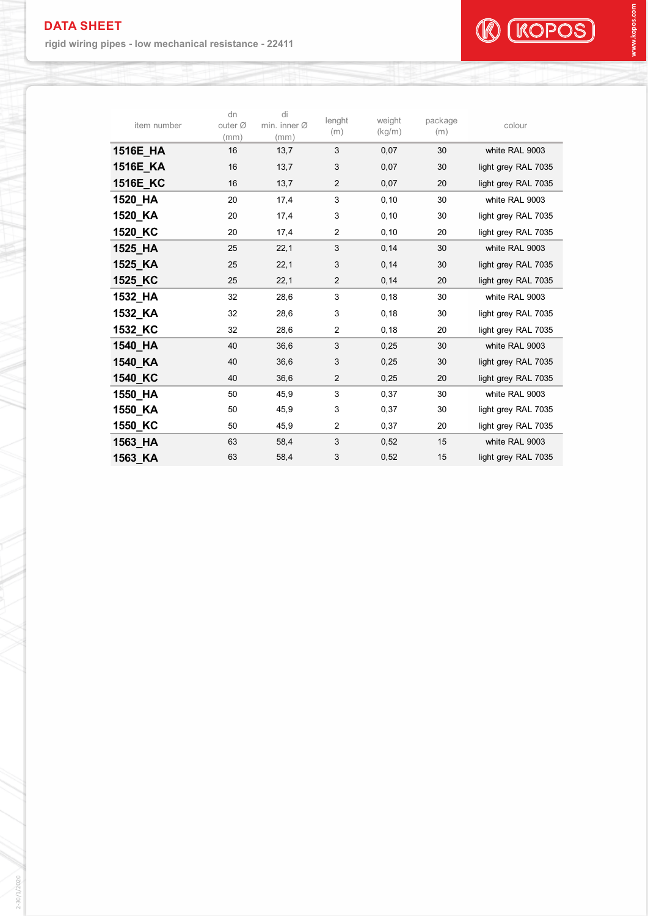# DATA SHEET

rigid wiring pipes - low mechanical resistance - 22411

| item number | dn outer Ø (mm) | di min. inner Ø (mm) | lenght (m) | weight (kg/m) | package (m) | colour |
|---|---|---|---|---|---|---|
| **1516E_HA** | 16 | 13,7 | 3 | 0,07 | 30 | white RAL 9003 |
| **1516E_KA** | 16 | 13,7 | 3 | 0,07 | 30 | light grey RAL 7035 |
| **1516E_KC** | 16 | 13,7 | 2 | 0,07 | 20 | light grey RAL 7035 |
| **1520_HA** | 20 | 17,4 | 3 | 0,10 | 30 | white RAL 9003 |
| **1520_KA** | 20 | 17,4 | 3 | 0,10 | 30 | light grey RAL 7035 |
| **1520_KC** | 20 | 17,4 | 2 | 0,10 | 20 | light grey RAL 7035 |
| **1525_HA** | 25 | 22,1 | 3 | 0,14 | 30 | white RAL 9003 |
| **1525_KA** | 25 | 22,1 | 3 | 0,14 | 30 | light grey RAL 7035 |
| **1525_KC** | 25 | 22,1 | 2 | 0,14 | 20 | light grey RAL 7035 |
| **1532_HA** | 32 | 28,6 | 3 | 0,18 | 30 | white RAL 9003 |
| **1532_KA** | 32 | 28,6 | 3 | 0,18 | 30 | light grey RAL 7035 |
| **1532_KC** | 32 | 28,6 | 2 | 0,18 | 20 | light grey RAL 7035 |
| **1540_HA** | 40 | 36,6 | 3 | 0,25 | 30 | white RAL 9003 |
| **1540_KA** | 40 | 36,6 | 3 | 0,25 | 30 | light grey RAL 7035 |
| **1540_KC** | 40 | 36,6 | 2 | 0,25 | 20 | light grey RAL 7035 |
| **1550_HA** | 50 | 45,9 | 3 | 0,37 | 30 | white RAL 9003 |
| **1550_KA** | 50 | 45,9 | 3 | 0,37 | 30 | light grey RAL 7035 |
| **1550_KC** | 50 | 45,9 | 2 | 0,37 | 20 | light grey RAL 7035 |
| **1563_HA** | 63 | 58,4 | 3 | 0,52 | 15 | white RAL 9003 |
| **1563_KA** | 63 | 58,4 | 3 | 0,52 | 15 | light grey RAL 7035 |